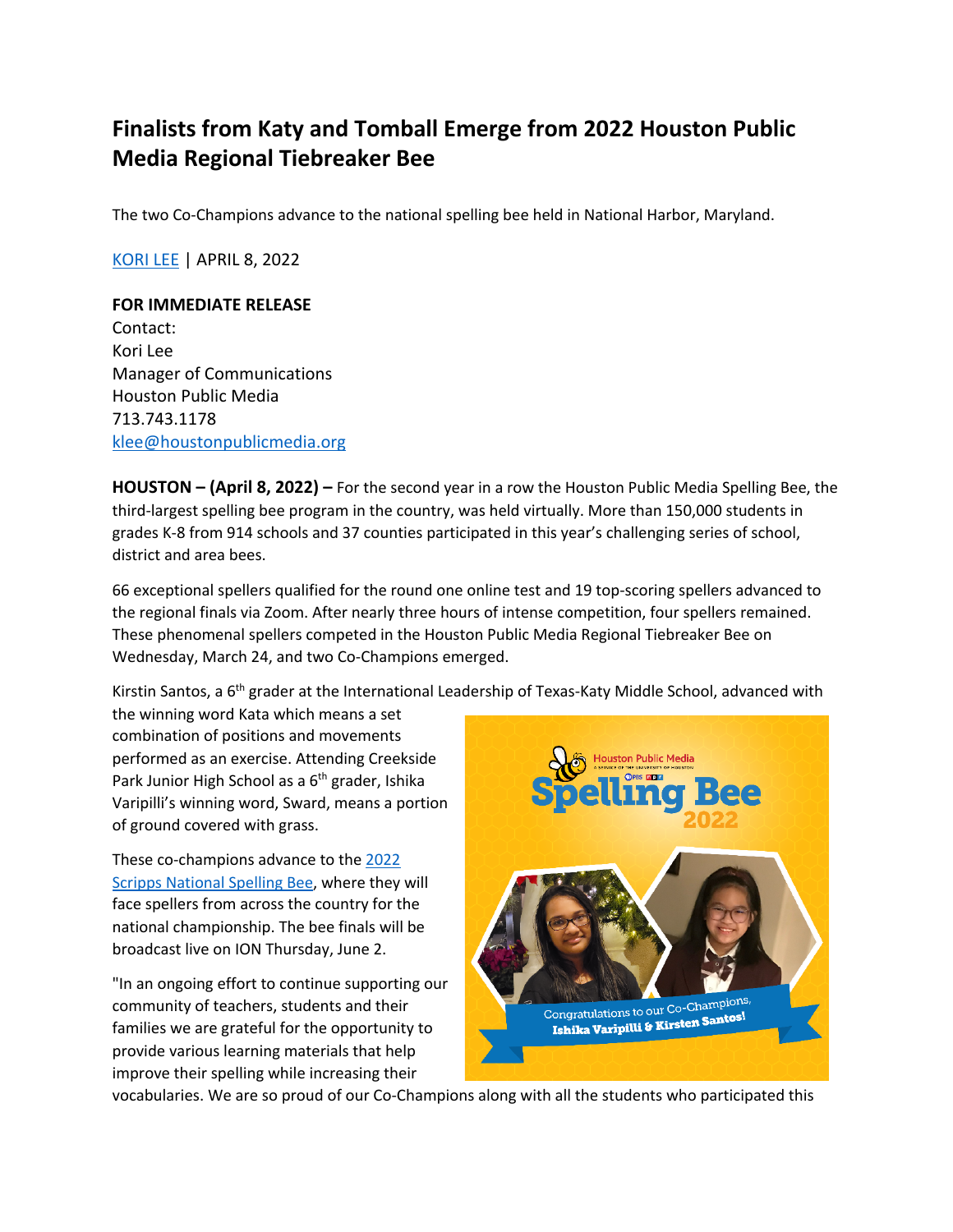# Finalists from Katy and Tomball Emerge from 2022 Houston Public Media Regional Tiebreaker Bee

The two Co-Champions advance to the national spelling bee held in National Harbor, Maryland.

[KORI LEE](#) | APRIL 8, 2022

**FOR IMMEDIATE RELEASE**
Contact:
Kori Lee
Manager of Communications
Houston Public Media
713.743.1178
[klee@houstonpublicmedia.org](mailto:klee@houstonpublicmedia.org)

**HOUSTON – (April 8, 2022) –** For the second year in a row the Houston Public Media Spelling Bee, the third-largest spelling bee program in the country, was held virtually. More than 150,000 students in grades K-8 from 914 schools and 37 counties participated in this year's challenging series of school, district and area bees.

66 exceptional spellers qualified for the round one online test and 19 top-scoring spellers advanced to the regional finals via Zoom. After nearly three hours of intense competition, four spellers remained. These phenomenal spellers competed in the Houston Public Media Regional Tiebreaker Bee on Wednesday, March 24, and two Co-Champions emerged.

Kirstin Santos, a 6th grader at the International Leadership of Texas-Katy Middle School, advanced with the winning word Kata which means a set combination of positions and movements performed as an exercise. Attending Creekside Park Junior High School as a 6th grader, Ishika Varipilli's winning word, Sward, means a portion of ground covered with grass.

These co-champions advance to the [2022 Scripps National Spelling Bee](#), where they will face spellers from across the country for the national championship. The bee finals will be broadcast live on ION Thursday, June 2.

"In an ongoing effort to continue supporting our community of teachers, students and their families we are grateful for the opportunity to provide various learning materials that help improve their spelling while increasing their vocabularies. We are so proud of our Co-Champions along with all the students who participated this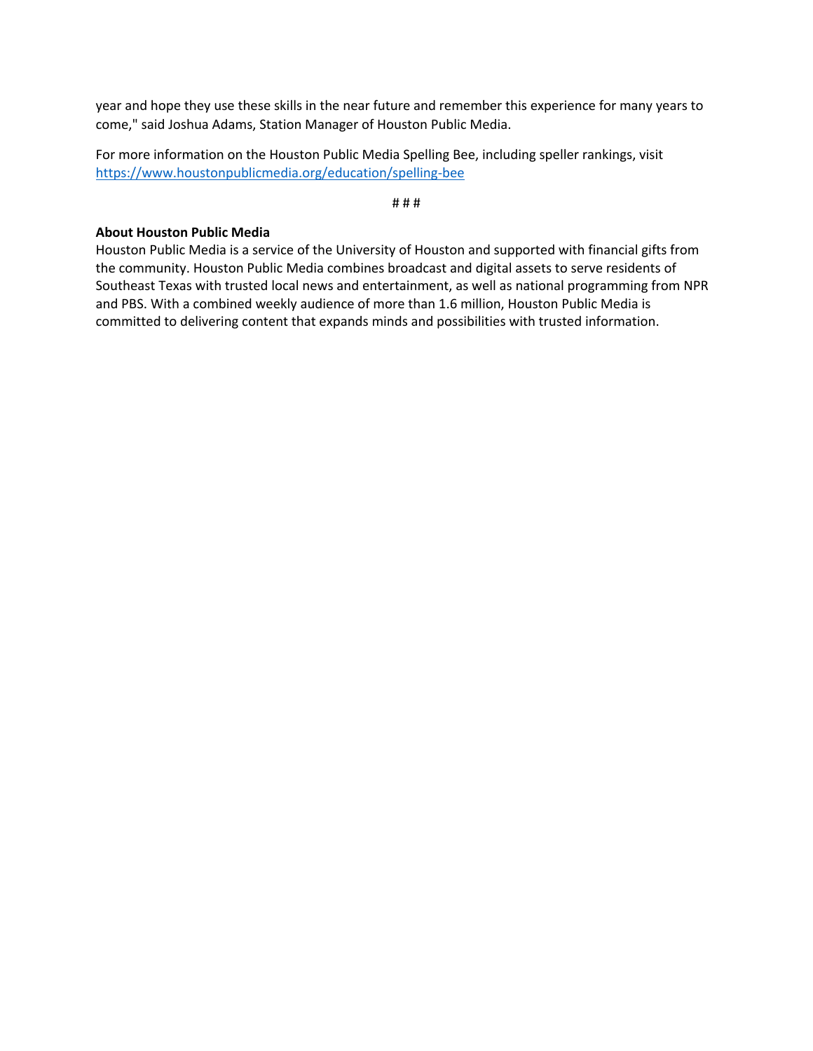year and hope they use these skills in the near future and remember this experience for many years to come," said Joshua Adams, Station Manager of Houston Public Media.

For more information on the Houston Public Media Spelling Bee, including speller rankings, visit [https://www.houstonpublicmedia.org/education/spelling-bee](https://www.houstonpublicmedia.org/education/spelling-bee)

# # #

**About Houston Public Media**
Houston Public Media is a service of the University of Houston and supported with financial gifts from the community. Houston Public Media combines broadcast and digital assets to serve residents of Southeast Texas with trusted local news and entertainment, as well as national programming from NPR and PBS. With a combined weekly audience of more than 1.6 million, Houston Public Media is committed to delivering content that expands minds and possibilities with trusted information.